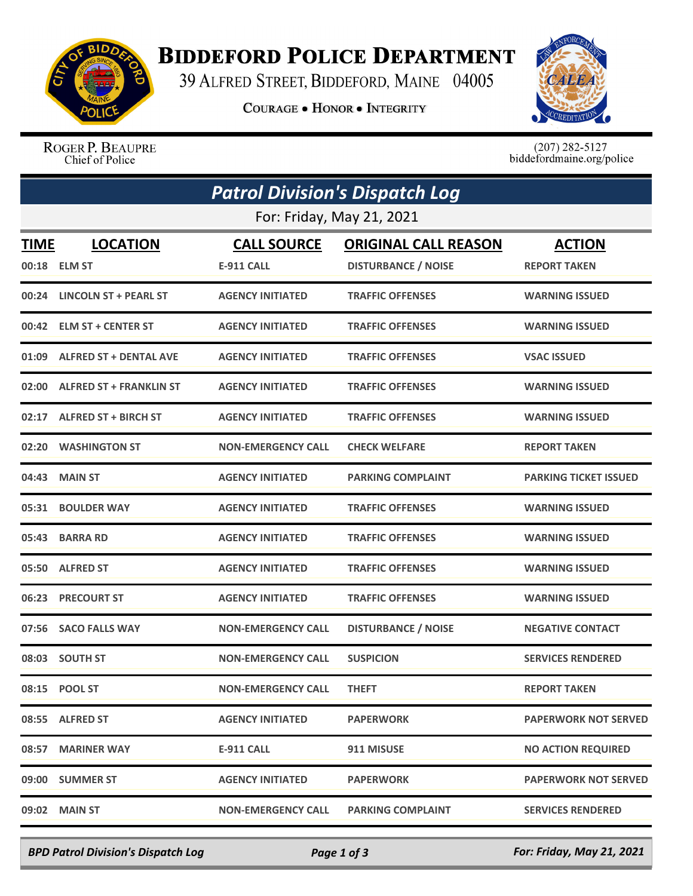# Biddeford Police Department

39 Alfred Street, Biddeford, Maine 04005

Courage • Honor • Integrity

Roger P. Beaupre
Chief of Police

(207) 282-5127
biddefordmaine.org/police

## Patrol Division's Dispatch Log

For: Friday, May 21, 2021

| TIME | LOCATION | CALL SOURCE | ORIGINAL CALL REASON | ACTION |
|---|---|---|---|---|
| 00:18 | ELM ST | E-911 CALL | DISTURBANCE / NOISE | REPORT TAKEN |
| 00:24 | LINCOLN ST + PEARL ST | AGENCY INITIATED | TRAFFIC OFFENSES | WARNING ISSUED |
| 00:42 | ELM ST + CENTER ST | AGENCY INITIATED | TRAFFIC OFFENSES | WARNING ISSUED |
| 01:09 | ALFRED ST + DENTAL AVE | AGENCY INITIATED | TRAFFIC OFFENSES | VSAC ISSUED |
| 02:00 | ALFRED ST + FRANKLIN ST | AGENCY INITIATED | TRAFFIC OFFENSES | WARNING ISSUED |
| 02:17 | ALFRED ST + BIRCH ST | AGENCY INITIATED | TRAFFIC OFFENSES | WARNING ISSUED |
| 02:20 | WASHINGTON ST | NON-EMERGENCY CALL | CHECK WELFARE | REPORT TAKEN |
| 04:43 | MAIN ST | AGENCY INITIATED | PARKING COMPLAINT | PARKING TICKET ISSUED |
| 05:31 | BOULDER WAY | AGENCY INITIATED | TRAFFIC OFFENSES | WARNING ISSUED |
| 05:43 | BARRA RD | AGENCY INITIATED | TRAFFIC OFFENSES | WARNING ISSUED |
| 05:50 | ALFRED ST | AGENCY INITIATED | TRAFFIC OFFENSES | WARNING ISSUED |
| 06:23 | PRECOURT ST | AGENCY INITIATED | TRAFFIC OFFENSES | WARNING ISSUED |
| 07:56 | SACO FALLS WAY | NON-EMERGENCY CALL | DISTURBANCE / NOISE | NEGATIVE CONTACT |
| 08:03 | SOUTH ST | NON-EMERGENCY CALL | SUSPICION | SERVICES RENDERED |
| 08:15 | POOL ST | NON-EMERGENCY CALL | THEFT | REPORT TAKEN |
| 08:55 | ALFRED ST | AGENCY INITIATED | PAPERWORK | PAPERWORK NOT SERVED |
| 08:57 | MARINER WAY | E-911 CALL | 911 MISUSE | NO ACTION REQUIRED |
| 09:00 | SUMMER ST | AGENCY INITIATED | PAPERWORK | PAPERWORK NOT SERVED |
| 09:02 | MAIN ST | NON-EMERGENCY CALL | PARKING COMPLAINT | SERVICES RENDERED |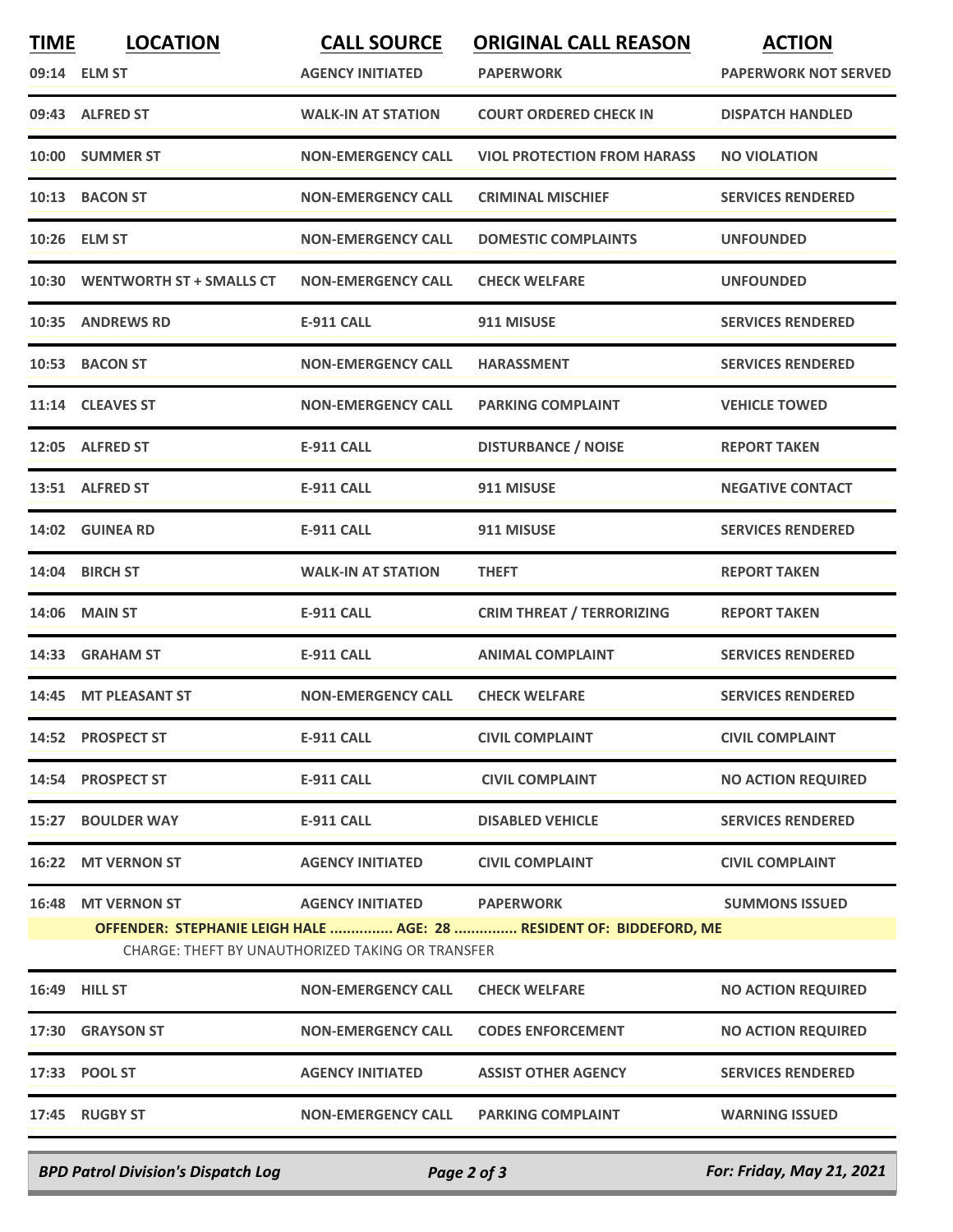| TIME | LOCATION | CALL SOURCE | ORIGINAL CALL REASON | ACTION |
|---|---|---|---|---|
| 09:14 | ELM ST | AGENCY INITIATED | PAPERWORK | PAPERWORK NOT SERVED |
| 09:43 | ALFRED ST | WALK-IN AT STATION | COURT ORDERED CHECK IN | DISPATCH HANDLED |
| 10:00 | SUMMER ST | NON-EMERGENCY CALL | VIOL PROTECTION FROM HARASS | NO VIOLATION |
| 10:13 | BACON ST | NON-EMERGENCY CALL | CRIMINAL MISCHIEF | SERVICES RENDERED |
| 10:26 | ELM ST | NON-EMERGENCY CALL | DOMESTIC COMPLAINTS | UNFOUNDED |
| 10:30 | WENTWORTH ST + SMALLS CT | NON-EMERGENCY CALL | CHECK WELFARE | UNFOUNDED |
| 10:35 | ANDREWS RD | E-911 CALL | 911 MISUSE | SERVICES RENDERED |
| 10:53 | BACON ST | NON-EMERGENCY CALL | HARASSMENT | SERVICES RENDERED |
| 11:14 | CLEAVES ST | NON-EMERGENCY CALL | PARKING COMPLAINT | VEHICLE TOWED |
| 12:05 | ALFRED ST | E-911 CALL | DISTURBANCE / NOISE | REPORT TAKEN |
| 13:51 | ALFRED ST | E-911 CALL | 911 MISUSE | NEGATIVE CONTACT |
| 14:02 | GUINEA RD | E-911 CALL | 911 MISUSE | SERVICES RENDERED |
| 14:04 | BIRCH ST | WALK-IN AT STATION | THEFT | REPORT TAKEN |
| 14:06 | MAIN ST | E-911 CALL | CRIM THREAT / TERRORIZING | REPORT TAKEN |
| 14:33 | GRAHAM ST | E-911 CALL | ANIMAL COMPLAINT | SERVICES RENDERED |
| 14:45 | MT PLEASANT ST | NON-EMERGENCY CALL | CHECK WELFARE | SERVICES RENDERED |
| 14:52 | PROSPECT ST | E-911 CALL | CIVIL COMPLAINT | CIVIL COMPLAINT |
| 14:54 | PROSPECT ST | E-911 CALL | CIVIL COMPLAINT | NO ACTION REQUIRED |
| 15:27 | BOULDER WAY | E-911 CALL | DISABLED VEHICLE | SERVICES RENDERED |
| 16:22 | MT VERNON ST | AGENCY INITIATED | CIVIL COMPLAINT | CIVIL COMPLAINT |
| 16:48 | MT VERNON ST | AGENCY INITIATED | PAPERWORK | SUMMONS ISSUED |
| | OFFENDER: STEPHANIE LEIGH HALE ............... AGE: 28 ............... RESIDENT OF: BIDDEFORD, ME | | | |
| | CHARGE: THEFT BY UNAUTHORIZED TAKING OR TRANSFER | | | |
| 16:49 | HILL ST | NON-EMERGENCY CALL | CHECK WELFARE | NO ACTION REQUIRED |
| 17:30 | GRAYSON ST | NON-EMERGENCY CALL | CODES ENFORCEMENT | NO ACTION REQUIRED |
| 17:33 | POOL ST | AGENCY INITIATED | ASSIST OTHER AGENCY | SERVICES RENDERED |
| 17:45 | RUGBY ST | NON-EMERGENCY CALL | PARKING COMPLAINT | WARNING ISSUED |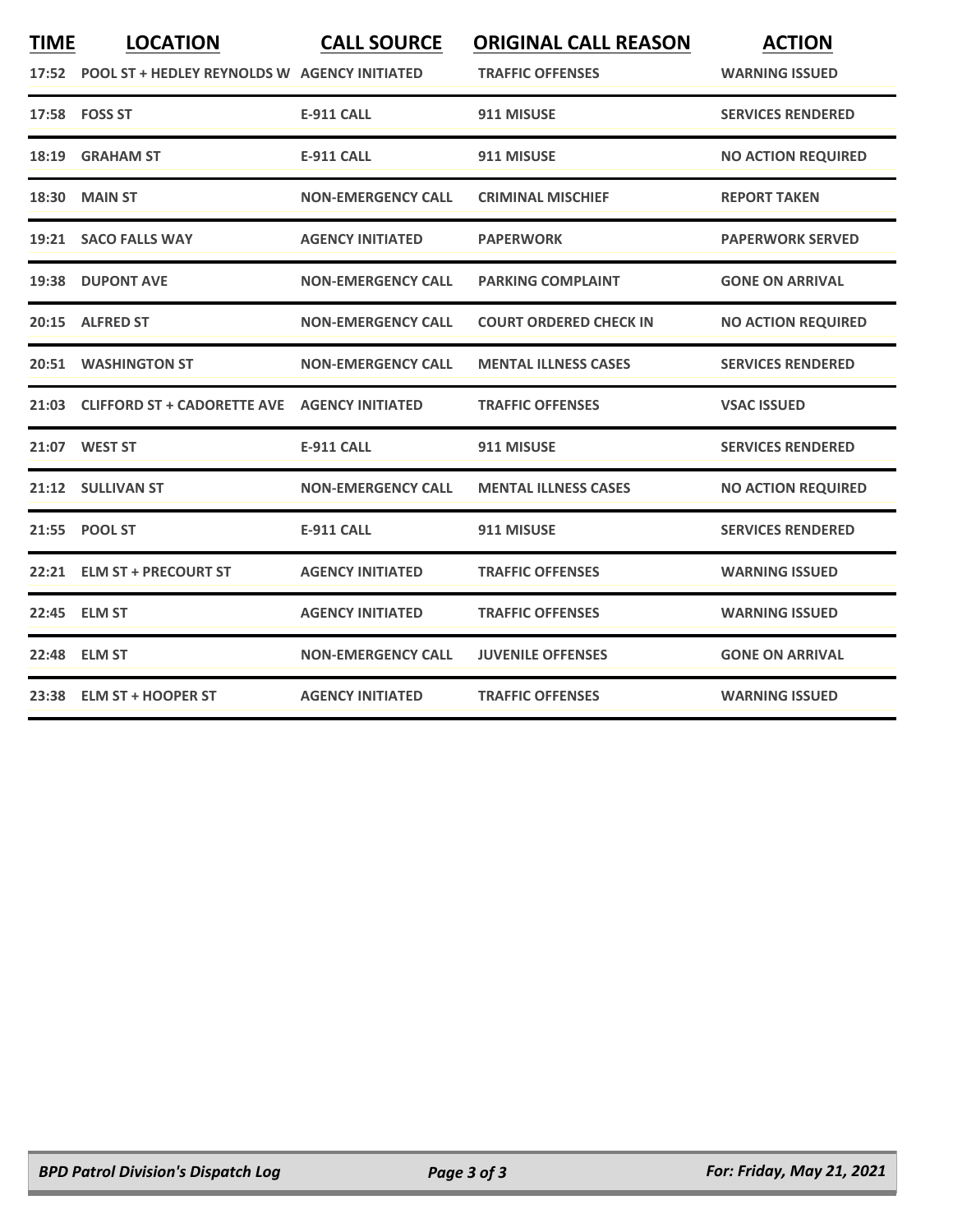| TIME | LOCATION | CALL SOURCE | ORIGINAL CALL REASON | ACTION |
|---|---|---|---|---|
| 17:52 | POOL ST + HEDLEY REYNOLDS W | AGENCY INITIATED | TRAFFIC OFFENSES | WARNING ISSUED |
| 17:58 | FOSS ST | E-911 CALL | 911 MISUSE | SERVICES RENDERED |
| 18:19 | GRAHAM ST | E-911 CALL | 911 MISUSE | NO ACTION REQUIRED |
| 18:30 | MAIN ST | NON-EMERGENCY CALL | CRIMINAL MISCHIEF | REPORT TAKEN |
| 19:21 | SACO FALLS WAY | AGENCY INITIATED | PAPERWORK | PAPERWORK SERVED |
| 19:38 | DUPONT AVE | NON-EMERGENCY CALL | PARKING COMPLAINT | GONE ON ARRIVAL |
| 20:15 | ALFRED ST | NON-EMERGENCY CALL | COURT ORDERED CHECK IN | NO ACTION REQUIRED |
| 20:51 | WASHINGTON ST | NON-EMERGENCY CALL | MENTAL ILLNESS CASES | SERVICES RENDERED |
| 21:03 | CLIFFORD ST + CADORETTE AVE | AGENCY INITIATED | TRAFFIC OFFENSES | VSAC ISSUED |
| 21:07 | WEST ST | E-911 CALL | 911 MISUSE | SERVICES RENDERED |
| 21:12 | SULLIVAN ST | NON-EMERGENCY CALL | MENTAL ILLNESS CASES | NO ACTION REQUIRED |
| 21:55 | POOL ST | E-911 CALL | 911 MISUSE | SERVICES RENDERED |
| 22:21 | ELM ST + PRECOURT ST | AGENCY INITIATED | TRAFFIC OFFENSES | WARNING ISSUED |
| 22:45 | ELM ST | AGENCY INITIATED | TRAFFIC OFFENSES | WARNING ISSUED |
| 22:48 | ELM ST | NON-EMERGENCY CALL | JUVENILE OFFENSES | GONE ON ARRIVAL |
| 23:38 | ELM ST + HOOPER ST | AGENCY INITIATED | TRAFFIC OFFENSES | WARNING ISSUED |